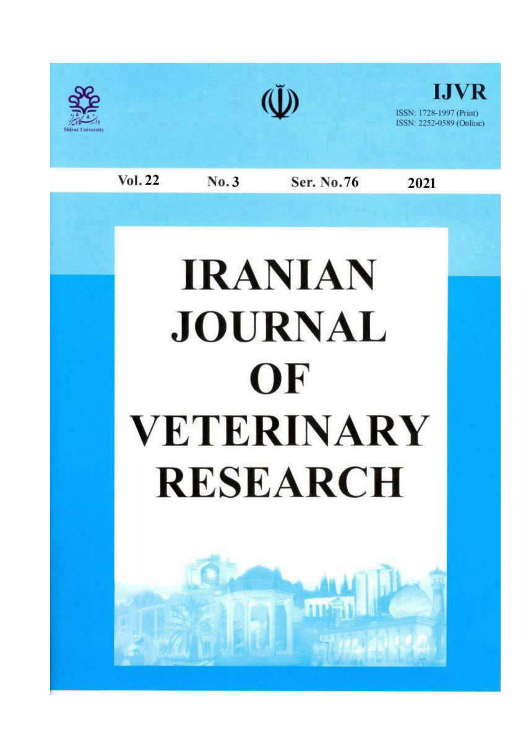Shiraz University

# IJVR

ISSN: 1728-1997 (Print)
ISSN: 2252-0589 (Online)

Vol. 22 No. 3 Ser. No. 76 2021

# IRANIAN JOURNAL OF VETERINARY RESEARCH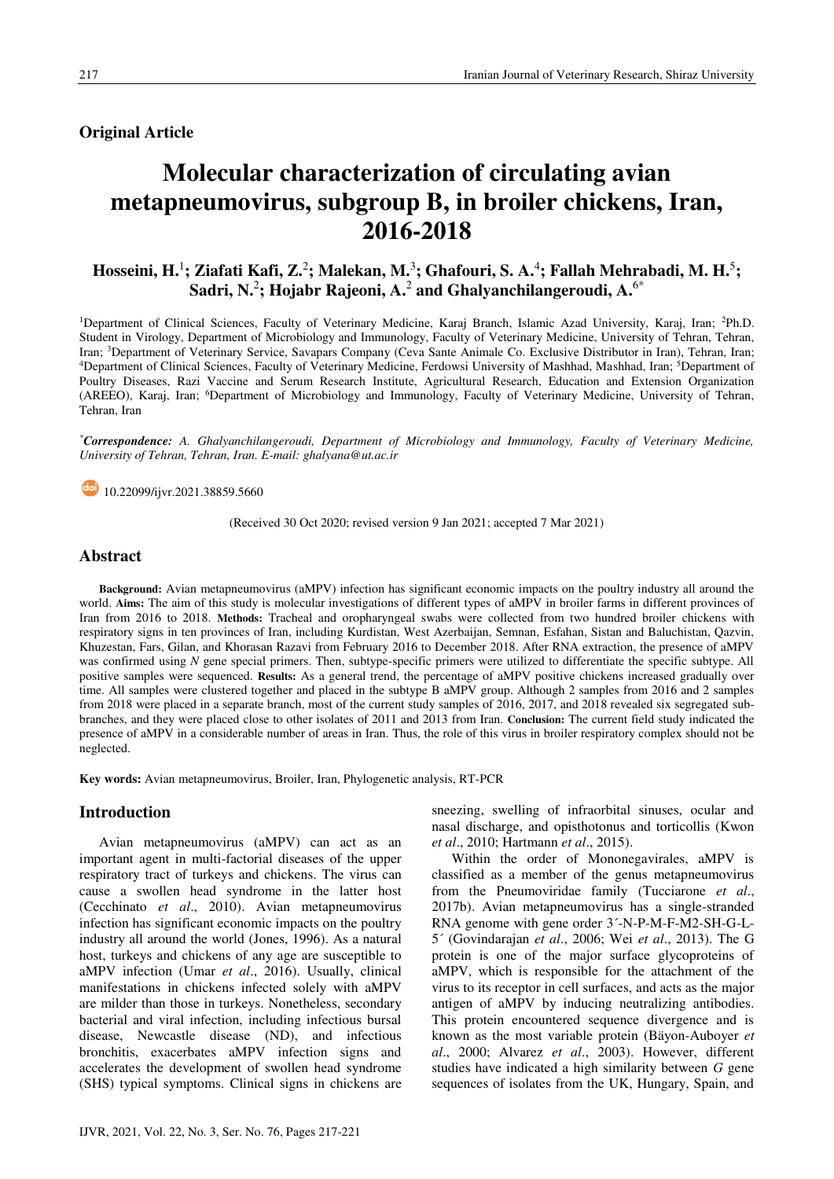## Original Article

# Molecular characterization of circulating avian metapneumovirus, subgroup B, in broiler chickens, Iran, 2016-2018

**Hosseini, H.[1]; Ziafati Kafi, Z.[2]; Malekan, M.[3]; Ghafouri, S. A.[4]; Fallah Mehrabadi, M. H.[5]; Sadri, N.[2]; Hojabr Rajeoni, A.[2] and Ghalyanchilangeroudi, A.[6*]**

[1]Department of Clinical Sciences, Faculty of Veterinary Medicine, Karaj Branch, Islamic Azad University, Karaj, Iran; [2]Ph.D. Student in Virology, Department of Microbiology and Immunology, Faculty of Veterinary Medicine, University of Tehran, Tehran, Iran; [3]Department of Veterinary Service, Savapars Company (Ceva Sante Animale Co. Exclusive Distributor in Iran), Tehran, Iran; [4]Department of Clinical Sciences, Faculty of Veterinary Medicine, Ferdowsi University of Mashhad, Mashhad, Iran; [5]Department of Poultry Diseases, Razi Vaccine and Serum Research Institute, Agricultural Research, Education and Extension Organization (AREEO), Karaj, Iran; [6]Department of Microbiology and Immunology, Faculty of Veterinary Medicine, University of Tehran, Tehran, Iran

[*]***Correspondence:*** *A. Ghalyanchilangeroudi, Department of Microbiology and Immunology, Faculty of Veterinary Medicine, University of Tehran, Tehran, Iran. E-mail: ghalyana@ut.ac.ir*

10.22099/ijvr.2021.38859.5660

(Received 30 Oct 2020; revised version 9 Jan 2021; accepted 7 Mar 2021)

## Abstract

**Background:** Avian metapneumovirus (aMPV) infection has significant economic impacts on the poultry industry all around the world. **Aims:** The aim of this study is molecular investigations of different types of aMPV in broiler farms in different provinces of Iran from 2016 to 2018. **Methods:** Tracheal and oropharyngeal swabs were collected from two hundred broiler chickens with respiratory signs in ten provinces of Iran, including Kurdistan, West Azerbaijan, Semnan, Esfahan, Sistan and Baluchistan, Qazvin, Khuzestan, Fars, Gilan, and Khorasan Razavi from February 2016 to December 2018. After RNA extraction, the presence of aMPV was confirmed using *N* gene special primers. Then, subtype-specific primers were utilized to differentiate the specific subtype. All positive samples were sequenced. **Results:** As a general trend, the percentage of aMPV positive chickens increased gradually over time. All samples were clustered together and placed in the subtype B aMPV group. Although 2 samples from 2016 and 2 samples from 2018 were placed in a separate branch, most of the current study samples of 2016, 2017, and 2018 revealed six segregated sub-branches, and they were placed close to other isolates of 2011 and 2013 from Iran. **Conclusion:** The current field study indicated the presence of aMPV in a considerable number of areas in Iran. Thus, the role of this virus in broiler respiratory complex should not be neglected.

**Key words:** Avian metapneumovirus, Broiler, Iran, Phylogenetic analysis, RT-PCR

## Introduction

Avian metapneumovirus (aMPV) can act as an important agent in multi-factorial diseases of the upper respiratory tract of turkeys and chickens. The virus can cause a swollen head syndrome in the latter host (Cecchinato *et al*., 2010). Avian metapneumovirus infection has significant economic impacts on the poultry industry all around the world (Jones, 1996). As a natural host, turkeys and chickens of any age are susceptible to aMPV infection (Umar *et al*., 2016). Usually, clinical manifestations in chickens infected solely with aMPV are milder than those in turkeys. Nonetheless, secondary bacterial and viral infection, including infectious bursal disease, Newcastle disease (ND), and infectious bronchitis, exacerbates aMPV infection signs and accelerates the development of swollen head syndrome (SHS) typical symptoms. Clinical signs in chickens are sneezing, swelling of infraorbital sinuses, ocular and nasal discharge, and opisthotonus and torticollis (Kwon *et al*., 2010; Hartmann *et al*., 2015).

Within the order of Mononegavirales, aMPV is classified as a member of the genus metapneumovirus from the Pneumoviridae family (Tucciarone *et al*., 2017b). Avian metapneumovirus has a single-stranded RNA genome with gene order 3´-N-P-M-F-M2-SH-G-L-5´ (Govindarajan *et al*., 2006; Wei *et al*., 2013). The G protein is one of the major surface glycoproteins of aMPV, which is responsible for the attachment of the virus to its receptor in cell surfaces, and acts as the major antigen of aMPV by inducing neutralizing antibodies. This protein encountered sequence divergence and is known as the most variable protein (Bäyon-Auboyer *et al*., 2000; Alvarez *et al*., 2003). However, different studies have indicated a high similarity between *G* gene sequences of isolates from the UK, Hungary, Spain, and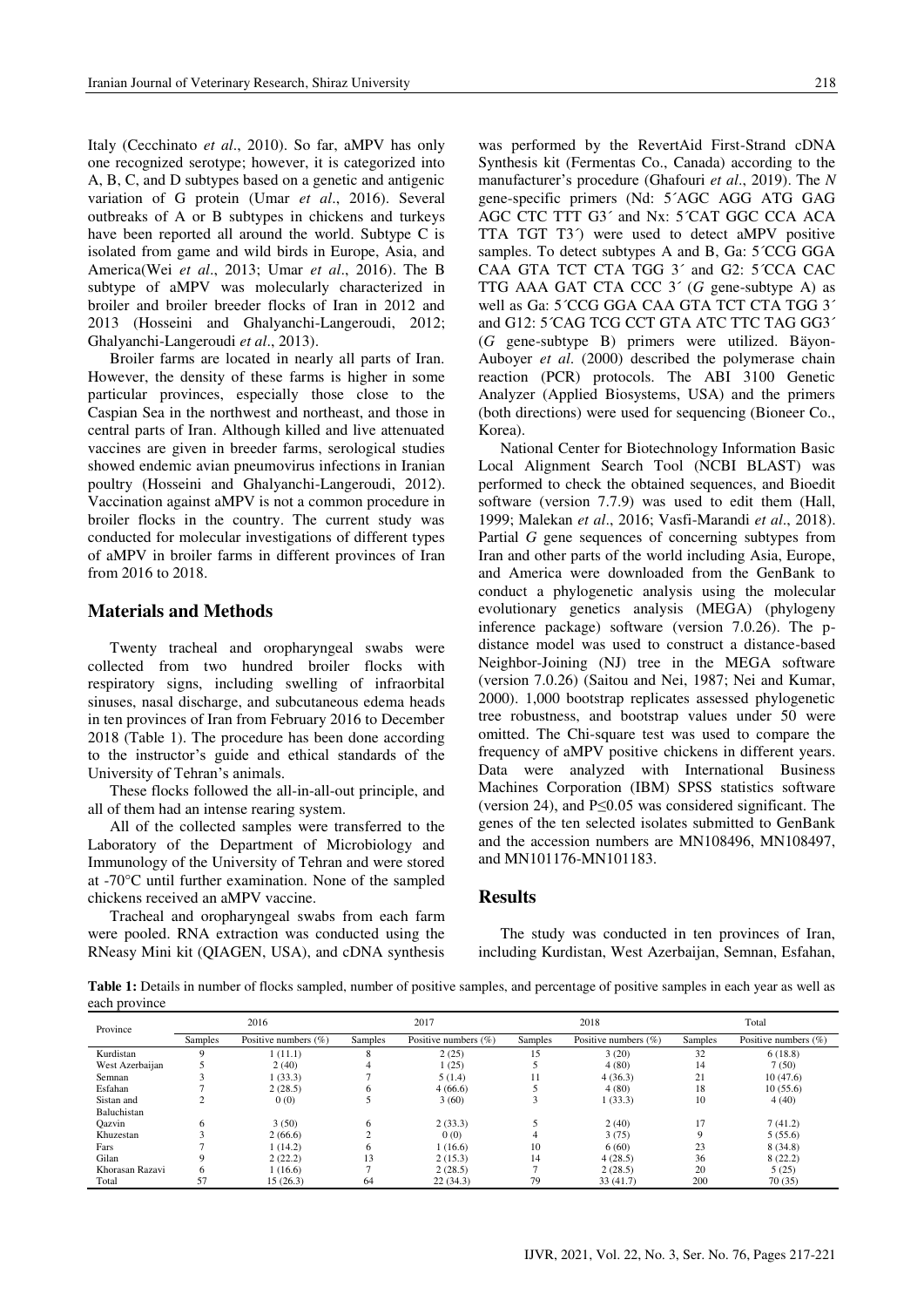Italy (Cecchinato *et al*., 2010). So far, aMPV has only one recognized serotype; however, it is categorized into A, B, C, and D subtypes based on a genetic and antigenic variation of G protein (Umar *et al*., 2016). Several outbreaks of A or B subtypes in chickens and turkeys have been reported all around the world. Subtype C is isolated from game and wild birds in Europe, Asia, and America(Wei *et al*., 2013; Umar *et al*., 2016). The B subtype of aMPV was molecularly characterized in broiler and broiler breeder flocks of Iran in 2012 and 2013 (Hosseini and Ghalyanchi-Langeroudi, 2012; Ghalyanchi-Langeroudi *et al*., 2013).

Broiler farms are located in nearly all parts of Iran. However, the density of these farms is higher in some particular provinces, especially those close to the Caspian Sea in the northwest and northeast, and those in central parts of Iran. Although killed and live attenuated vaccines are given in breeder farms, serological studies showed endemic avian pneumovirus infections in Iranian poultry (Hosseini and Ghalyanchi-Langeroudi, 2012). Vaccination against aMPV is not a common procedure in broiler flocks in the country. The current study was conducted for molecular investigations of different types of aMPV in broiler farms in different provinces of Iran from 2016 to 2018.

## Materials and Methods

Twenty tracheal and oropharyngeal swabs were collected from two hundred broiler flocks with respiratory signs, including swelling of infraorbital sinuses, nasal discharge, and subcutaneous edema heads in ten provinces of Iran from February 2016 to December 2018 (Table 1). The procedure has been done according to the instructor's guide and ethical standards of the University of Tehran's animals.

These flocks followed the all-in-all-out principle, and all of them had an intense rearing system.

All of the collected samples were transferred to the Laboratory of the Department of Microbiology and Immunology of the University of Tehran and were stored at -70°C until further examination. None of the sampled chickens received an aMPV vaccine.

Tracheal and oropharyngeal swabs from each farm were pooled. RNA extraction was conducted using the RNeasy Mini kit (QIAGEN, USA), and cDNA synthesis was performed by the RevertAid First-Strand cDNA Synthesis kit (Fermentas Co., Canada) according to the manufacturer's procedure (Ghafouri *et al*., 2019). The *N* gene-specific primers (Nd: 5´AGC AGG ATG GAG AGC CTC TTT G3´ and Nx: 5´CAT GGC CCA ACA TTA TGT T3´) were used to detect aMPV positive samples. To detect subtypes A and B, Ga: 5´CCG GGA CAA GTA TCT CTA TGG 3´ and G2: 5´CCA CAC TTG AAA GAT CTA CCC 3´ (*G* gene-subtype A) as well as Ga: 5´CCG GGA CAA GTA TCT CTA TGG 3´ and G12: 5´CAG TCG CCT GTA ATC TTC TAG GG3´ (*G* gene-subtype B) primers were utilized. Bäyon-Auboyer *et al*. (2000) described the polymerase chain reaction (PCR) protocols. The ABI 3100 Genetic Analyzer (Applied Biosystems, USA) and the primers (both directions) were used for sequencing (Bioneer Co., Korea).

National Center for Biotechnology Information Basic Local Alignment Search Tool (NCBI BLAST) was performed to check the obtained sequences, and Bioedit software (version 7.7.9) was used to edit them (Hall, 1999; Malekan *et al*., 2016; Vasfi-Marandi *et al*., 2018). Partial *G* gene sequences of concerning subtypes from Iran and other parts of the world including Asia, Europe, and America were downloaded from the GenBank to conduct a phylogenetic analysis using the molecular evolutionary genetics analysis (MEGA) (phylogeny inference package) software (version 7.0.26). The p-distance model was used to construct a distance-based Neighbor-Joining (NJ) tree in the MEGA software (version 7.0.26) (Saitou and Nei, 1987; Nei and Kumar, 2000). 1,000 bootstrap replicates assessed phylogenetic tree robustness, and bootstrap values under 50 were omitted. The Chi-square test was used to compare the frequency of aMPV positive chickens in different years. Data were analyzed with International Business Machines Corporation (IBM) SPSS statistics software (version 24), and P≤0.05 was considered significant. The genes of the ten selected isolates submitted to GenBank and the accession numbers are MN108496, MN108497, and MN101176-MN101183.

## Results

The study was conducted in ten provinces of Iran, including Kurdistan, West Azerbaijan, Semnan, Esfahan,

**Table 1:** Details in number of flocks sampled, number of positive samples, and percentage of positive samples in each year as well as each province

| Province | 2016 | | 2017 | | 2018 | | Total | |
|---|---|---|---|---|---|---|---|---|
| | Samples | Positive numbers (%) | Samples | Positive numbers (%) | Samples | Positive numbers (%) | Samples | Positive numbers (%) |
| Kurdistan | 9 | 1 (11.1) | 8 | 2 (25) | 15 | 3 (20) | 32 | 6 (18.8) |
| West Azerbaijan | 5 | 2 (40) | 4 | 1 (25) | 5 | 4 (80) | 14 | 7 (50) |
| Semnan | 3 | 1 (33.3) | 7 | 5 (1.4) | 11 | 4 (36.3) | 21 | 10 (47.6) |
| Esfahan | 7 | 2 (28.5) | 6 | 4 (66.6) | 5 | 4 (80) | 18 | 10 (55.6) |
| Sistan and Baluchistan | 2 | 0 (0) | 5 | 3 (60) | 3 | 1 (33.3) | 10 | 4 (40) |
| Qazvin | 6 | 3 (50) | 6 | 2 (33.3) | 5 | 2 (40) | 17 | 7 (41.2) |
| Khuzestan | 3 | 2 (66.6) | 2 | 0 (0) | 4 | 3 (75) | 9 | 5 (55.6) |
| Fars | 7 | 1 (14.2) | 6 | 1 (16.6) | 10 | 6 (60) | 23 | 8 (34.8) |
| Gilan | 9 | 2 (22.2) | 13 | 2 (15.3) | 14 | 4 (28.5) | 36 | 8 (22.2) |
| Khorasan Razavi | 6 | 1 (16.6) | 7 | 2 (28.5) | 7 | 2 (28.5) | 20 | 5 (25) |
| Total | 57 | 15 (26.3) | 64 | 22 (34.3) | 79 | 33 (41.7) | 200 | 70 (35) |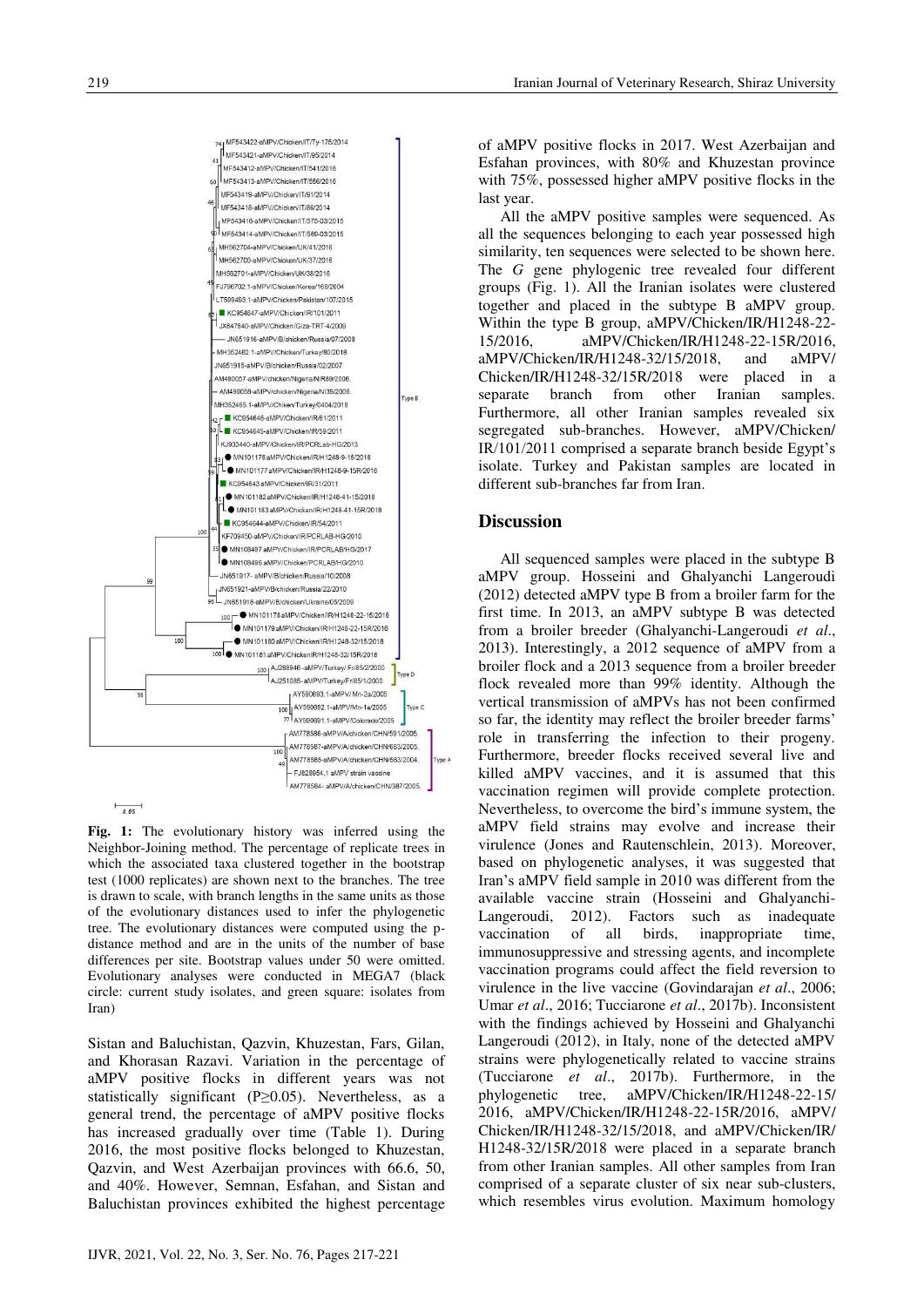**Fig. 1:** The evolutionary history was inferred using the Neighbor-Joining method. The percentage of replicate trees in which the associated taxa clustered together in the bootstrap test (1000 replicates) are shown next to the branches. The tree is drawn to scale, with branch lengths in the same units as those of the evolutionary distances used to infer the phylogenetic tree. The evolutionary distances were computed using the p-distance method and are in the units of the number of base differences per site. Bootstrap values under 50 were omitted. Evolutionary analyses were conducted in MEGA7 (black circle: current study isolates, and green square: isolates from Iran)

Sistan and Baluchistan, Qazvin, Khuzestan, Fars, Gilan, and Khorasan Razavi. Variation in the percentage of aMPV positive flocks in different years was not statistically significant (P≥0.05). Nevertheless, as a general trend, the percentage of aMPV positive flocks has increased gradually over time (Table 1). During 2016, the most positive flocks belonged to Khuzestan, Qazvin, and West Azerbaijan provinces with 66.6, 50, and 40%. However, Semnan, Esfahan, and Sistan and Baluchistan provinces exhibited the highest percentage of aMPV positive flocks in 2017. West Azerbaijan and Esfahan provinces, with 80% and Khuzestan province with 75%, possessed higher aMPV positive flocks in the last year.

All the aMPV positive samples were sequenced. As all the sequences belonging to each year possessed high similarity, ten sequences were selected to be shown here. The *G* gene phylogenic tree revealed four different groups (Fig. 1). All the Iranian isolates were clustered together and placed in the subtype B aMPV group. Within the type B group, aMPV/Chicken/IR/H1248-22-15/2016, aMPV/Chicken/IR/H1248-22-15R/2016, aMPV/Chicken/IR/H1248-32/15/2018, and aMPV/Chicken/IR/H1248-32/15R/2018 were placed in a separate branch from other Iranian samples. Furthermore, all other Iranian samples revealed six segregated sub-branches. However, aMPV/Chicken/IR/101/2011 comprised a separate branch beside Egypt's isolate. Turkey and Pakistan samples are located in different sub-branches far from Iran.

## Discussion

All sequenced samples were placed in the subtype B aMPV group. Hosseini and Ghalyanchi Langeroudi (2012) detected aMPV type B from a broiler farm for the first time. In 2013, an aMPV subtype B was detected from a broiler breeder (Ghalyanchi-Langeroudi *et al*., 2013). Interestingly, a 2012 sequence of aMPV from a broiler flock and a 2013 sequence from a broiler breeder flock revealed more than 99% identity. Although the vertical transmission of aMPVs has not been confirmed so far, the identity may reflect the broiler breeder farms' role in transferring the infection to their progeny. Furthermore, breeder flocks received several live and killed aMPV vaccines, and it is assumed that this vaccination regimen will provide complete protection. Nevertheless, to overcome the bird's immune system, the aMPV field strains may evolve and increase their virulence (Jones and Rautenschlein, 2013). Moreover, based on phylogenetic analyses, it was suggested that Iran's aMPV field sample in 2010 was different from the available vaccine strain (Hosseini and Ghalyanchi-Langeroudi, 2012). Factors such as inadequate vaccination of all birds, inappropriate time, immunosuppressive and stressing agents, and incomplete vaccination programs could affect the field reversion to virulence in the live vaccine (Govindarajan *et al*., 2006; Umar *et al*., 2016; Tucciarone *et al*., 2017b). Inconsistent with the findings achieved by Hosseini and Ghalyanchi Langeroudi (2012), in Italy, none of the detected aMPV strains were phylogenetically related to vaccine strains (Tucciarone *et al*., 2017b). Furthermore, in the phylogenetic tree, aMPV/Chicken/IR/H1248-22-15/2016, aMPV/Chicken/IR/H1248-22-15R/2016, aMPV/Chicken/IR/H1248-32/15/2018, and aMPV/Chicken/IR/H1248-32/15R/2018 were placed in a separate branch from other Iranian samples. All other samples from Iran comprised of a separate cluster of six near sub-clusters, which resembles virus evolution. Maximum homology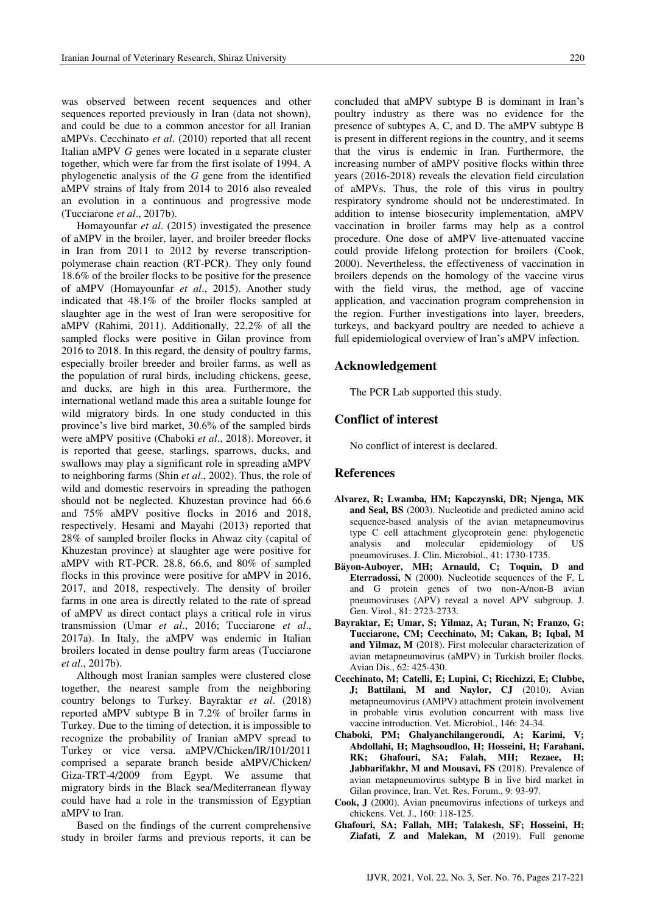was observed between recent sequences and other sequences reported previously in Iran (data not shown), and could be due to a common ancestor for all Iranian aMPVs. Cecchinato *et al*. (2010) reported that all recent Italian aMPV *G* genes were located in a separate cluster together, which were far from the first isolate of 1994. A phylogenetic analysis of the *G* gene from the identified aMPV strains of Italy from 2014 to 2016 also revealed an evolution in a continuous and progressive mode (Tucciarone *et al*., 2017b).

Homayounfar *et al*. (2015) investigated the presence of aMPV in the broiler, layer, and broiler breeder flocks in Iran from 2011 to 2012 by reverse transcription-polymerase chain reaction (RT-PCR). They only found 18.6% of the broiler flocks to be positive for the presence of aMPV (Homayounfar *et al*., 2015). Another study indicated that 48.1% of the broiler flocks sampled at slaughter age in the west of Iran were seropositive for aMPV (Rahimi, 2011). Additionally, 22.2% of all the sampled flocks were positive in Gilan province from 2016 to 2018. In this regard, the density of poultry farms, especially broiler breeder and broiler farms, as well as the population of rural birds, including chickens, geese, and ducks, are high in this area. Furthermore, the international wetland made this area a suitable lounge for wild migratory birds. In one study conducted in this province's live bird market, 30.6% of the sampled birds were aMPV positive (Chaboki *et al*., 2018). Moreover, it is reported that geese, starlings, sparrows, ducks, and swallows may play a significant role in spreading aMPV to neighboring farms (Shin *et al*., 2002). Thus, the role of wild and domestic reservoirs in spreading the pathogen should not be neglected. Khuzestan province had 66.6 and 75% aMPV positive flocks in 2016 and 2018, respectively. Hesami and Mayahi (2013) reported that 28% of sampled broiler flocks in Ahwaz city (capital of Khuzestan province) at slaughter age were positive for aMPV with RT-PCR. 28.8, 66.6, and 80% of sampled flocks in this province were positive for aMPV in 2016, 2017, and 2018, respectively. The density of broiler farms in one area is directly related to the rate of spread of aMPV as direct contact plays a critical role in virus transmission (Umar *et al*., 2016; Tucciarone *et al*., 2017a). In Italy, the aMPV was endemic in Italian broilers located in dense poultry farm areas (Tucciarone *et al*., 2017b).

Although most Iranian samples were clustered close together, the nearest sample from the neighboring country belongs to Turkey. Bayraktar *et al*. (2018) reported aMPV subtype B in 7.2% of broiler farms in Turkey. Due to the timing of detection, it is impossible to recognize the probability of Iranian aMPV spread to Turkey or vice versa. aMPV/Chicken/IR/101/2011 comprised a separate branch beside aMPV/Chicken/Giza-TRT-4/2009 from Egypt. We assume that migratory birds in the Black sea/Mediterranean flyway could have had a role in the transmission of Egyptian aMPV to Iran.

Based on the findings of the current comprehensive study in broiler farms and previous reports, it can be concluded that aMPV subtype B is dominant in Iran's poultry industry as there was no evidence for the presence of subtypes A, C, and D. The aMPV subtype B is present in different regions in the country, and it seems that the virus is endemic in Iran. Furthermore, the increasing number of aMPV positive flocks within three years (2016-2018) reveals the elevation field circulation of aMPVs. Thus, the role of this virus in poultry respiratory syndrome should not be underestimated. In addition to intense biosecurity implementation, aMPV vaccination in broiler farms may help as a control procedure. One dose of aMPV live-attenuated vaccine could provide lifelong protection for broilers (Cook, 2000). Nevertheless, the effectiveness of vaccination in broilers depends on the homology of the vaccine virus with the field virus, the method, age of vaccine application, and vaccination program comprehension in the region. Further investigations into layer, breeders, turkeys, and backyard poultry are needed to achieve a full epidemiological overview of Iran's aMPV infection.

## Acknowledgement

The PCR Lab supported this study.

## Conflict of interest

No conflict of interest is declared.

## References

**Alvarez, R; Lwamba, HM; Kapczynski, DR; Njenga, MK and Seal, BS** (2003). Nucleotide and predicted amino acid sequence-based analysis of the avian metapneumovirus type C cell attachment glycoprotein gene: phylogenetic analysis and molecular epidemiology of US pneumoviruses. J. Clin. Microbiol., 41: 1730-1735.

**Bäyon-Auboyer, MH; Arnauld, C; Toquin, D and Eterradossi, N** (2000). Nucleotide sequences of the F, L and G protein genes of two non-A/non-B avian pneumoviruses (APV) reveal a novel APV subgroup. J. Gen. Virol., 81: 2723-2733.

**Bayraktar, E; Umar, S; Yilmaz, A; Turan, N; Franzo, G; Tucciarone, CM; Cecchinato, M; Cakan, B; Iqbal, M and Yilmaz, M** (2018). First molecular characterization of avian metapneumovirus (aMPV) in Turkish broiler flocks. Avian Dis., 62: 425-430.

**Cecchinato, M; Catelli, E; Lupini, C; Ricchizzi, E; Clubbe, J; Battilani, M and Naylor, CJ** (2010). Avian metapneumovirus (AMPV) attachment protein involvement in probable virus evolution concurrent with mass live vaccine introduction. Vet. Microbiol., 146: 24-34.

**Chaboki, PM; Ghalyanchilangeroudi, A; Karimi, V; Abdollahi, H; Maghsoudloo, H; Hosseini, H; Farahani, RK; Ghafouri, SA; Falah, MH; Rezaee, H; Jabbarifakhr, M and Mousavi, FS** (2018). Prevalence of avian metapneumovirus subtype B in live bird market in Gilan province, Iran. Vet. Res. Forum., 9: 93-97.

**Cook, J** (2000). Avian pneumovirus infections of turkeys and chickens. Vet. J., 160: 118-125.

**Ghafouri, SA; Fallah, MH; Talakesh, SF; Hosseini, H; Ziafati, Z and Malekan, M** (2019). Full genome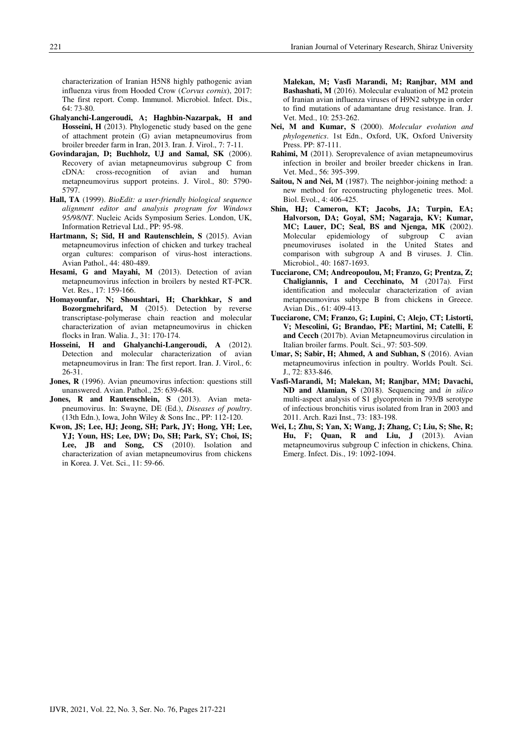characterization of Iranian H5N8 highly pathogenic avian influenza virus from Hooded Crow (*Corvus cornix*), 2017: The first report. Comp. Immunol. Microbiol. Infect. Dis., 64: 73-80.

**Ghalyanchi-Langeroudi, A; Haghbin-Nazarpak, H and Hosseini, H** (2013). Phylogenetic study based on the gene of attachment protein (G) avian metapneumovirus from broiler breeder farm in Iran, 2013. Iran. J. Virol., 7: 7-11.

**Govindarajan, D; Buchholz, UJ and Samal, SK** (2006). Recovery of avian metapneumovirus subgroup C from cDNA: cross-recognition of avian and human metapneumovirus support proteins. J. Virol., 80: 5790-5797.

**Hall, TA** (1999). *BioEdit: a user-friendly biological sequence alignment editor and analysis program for Windows 95/98/NT*. Nucleic Acids Symposium Series. London, UK, Information Retrieval Ltd., PP: 95-98.

**Hartmann, S; Sid, H and Rautenschlein, S** (2015). Avian metapneumovirus infection of chicken and turkey tracheal organ cultures: comparison of virus-host interactions. Avian Pathol., 44: 480-489.

**Hesami, G and Mayahi, M** (2013). Detection of avian metapneumovirus infection in broilers by nested RT-PCR. Vet. Res., 17: 159-166.

**Homayounfar, N; Shoushtari, H; Charkhkar, S and Bozorgmehrifard, M** (2015). Detection by reverse transcriptase-polymerase chain reaction and molecular characterization of avian metapneumovirus in chicken flocks in Iran. Walia. J., 31: 170-174.

**Hosseini, H and Ghalyanchi-Langeroudi, A** (2012). Detection and molecular characterization of avian metapneumovirus in Iran: The first report. Iran. J. Virol., 6: 26-31.

**Jones, R** (1996). Avian pneumovirus infection: questions still unanswered. Avian. Pathol., 25: 639-648.

**Jones, R and Rautenschlein, S** (2013). Avian metapneumovirus. In: Swayne, DE (Ed.), *Diseases of poultry*. (13th Edn.), Iowa, John Wiley & Sons Inc., PP: 112-120.

**Kwon, JS; Lee, HJ; Jeong, SH; Park, JY; Hong, YH; Lee, YJ; Youn, HS; Lee, DW; Do, SH; Park, SY; Choi, IS; Lee, JB and Song, CS** (2010). Isolation and characterization of avian metapneumovirus from chickens in Korea. J. Vet. Sci., 11: 59-66.

**Malekan, M; Vasfi Marandi, M; Ranjbar, MM and Bashashati, M** (2016). Molecular evaluation of M2 protein of Iranian avian influenza viruses of H9N2 subtype in order to find mutations of adamantane drug resistance. Iran. J. Vet. Med., 10: 253-262.

**Nei, M and Kumar, S** (2000). *Molecular evolution and phylogenetics*. 1st Edn., Oxford, UK, Oxford University Press. PP: 87-111.

**Rahimi, M** (2011). Seroprevalence of avian metapneumovirus infection in broiler and broiler breeder chickens in Iran. Vet. Med., 56: 395-399.

**Saitou, N and Nei, M** (1987). The neighbor-joining method: a new method for reconstructing phylogenetic trees. Mol. Biol. Evol., 4: 406-425.

**Shin, HJ; Cameron, KT; Jacobs, JA; Turpin, EA; Halvorson, DA; Goyal, SM; Nagaraja, KV; Kumar, MC; Lauer, DC; Seal, BS and Njenga, MK** (2002). Molecular epidemiology of subgroup C avian pneumoviruses isolated in the United States and comparison with subgroup A and B viruses. J. Clin. Microbiol., 40: 1687-1693.

**Tucciarone, CM; Andreopoulou, M; Franzo, G; Prentza, Z; Chaligiannis, I and Cecchinato, M** (2017a). First identification and molecular characterization of avian metapneumovirus subtype B from chickens in Greece. Avian Dis., 61: 409-413.

**Tucciarone, CM; Franzo, G; Lupini, C; Alejo, CT; Listorti, V; Mescolini, G; Brandao, PE; Martini, M; Catelli, E and Cecch** (2017b). Avian Metapneumovirus circulation in Italian broiler farms. Poult. Sci., 97: 503-509.

**Umar, S; Sabir, H; Ahmed, A and Subhan, S** (2016). Avian metapneumovirus infection in poultry. Worlds Poult. Sci. J., 72: 833-846.

**Vasfi-Marandi, M; Malekan, M; Ranjbar, MM; Davachi, ND and Alamian, S** (2018). Sequencing and *in silico* multi-aspect analysis of S1 glycoprotein in 793/B serotype of infectious bronchitis virus isolated from Iran in 2003 and 2011. Arch. Razi Inst., 73: 183-198.

**Wei, L; Zhu, S; Yan, X; Wang, J; Zhang, C; Liu, S; She, R; Hu, F; Quan, R and Liu, J** (2013). Avian metapneumovirus subgroup C infection in chickens, China. Emerg. Infect. Dis., 19: 1092-1094.